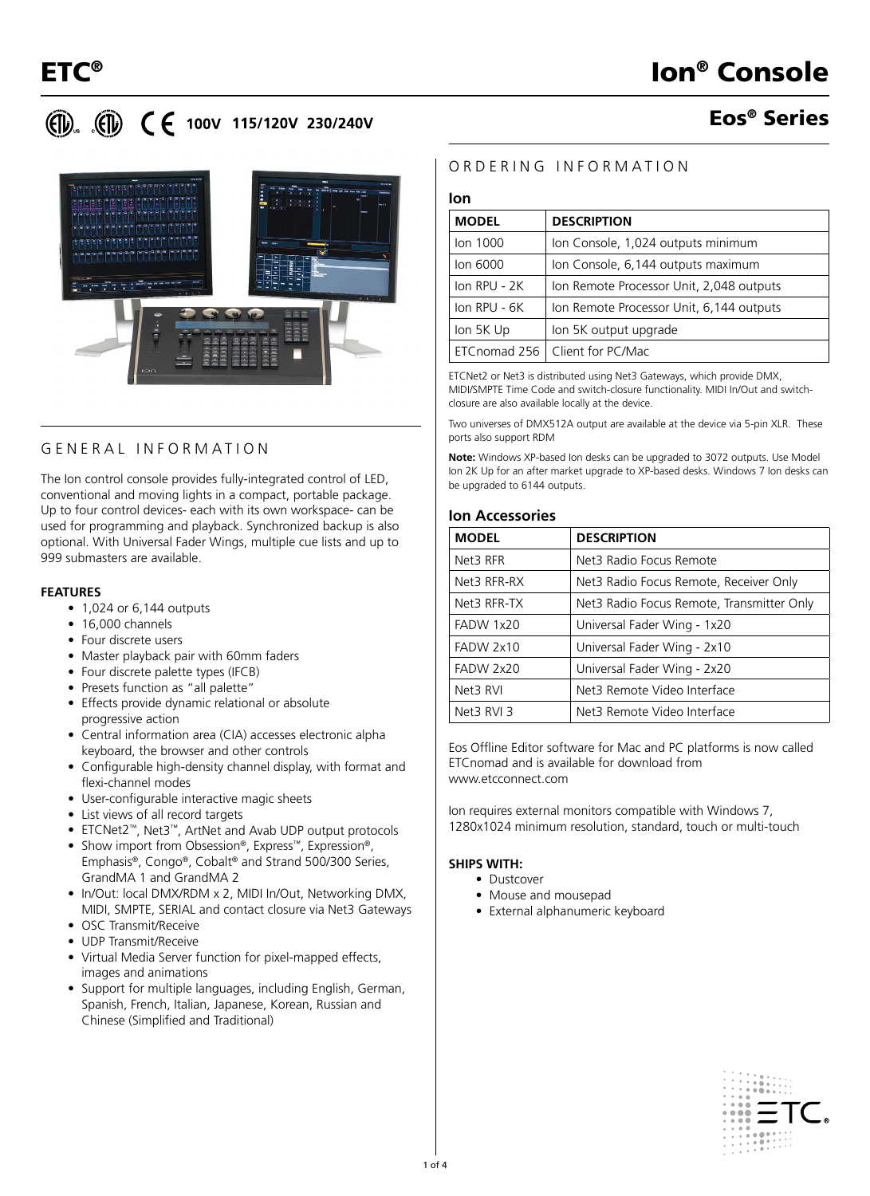# ETC®

# Ion® Console

## Eos® Series

100V 115/120V 230/240V

## GENERAL INFORMATION

The Ion control console provides fully-integrated control of LED, conventional and moving lights in a compact, portable package. Up to four control devices- each with its own workspace- can be used for programming and playback. Synchronized backup is also optional. With Universal Fader Wings, multiple cue lists and up to 999 submasters are available.

**FEATURES**

- 1,024 or 6,144 outputs
- 16,000 channels
- Four discrete users
- Master playback pair with 60mm faders
- Four discrete palette types (IFCB)
- Presets function as "all palette"
- Effects provide dynamic relational or absolute progressive action
- Central information area (CIA) accesses electronic alpha keyboard, the browser and other controls
- Configurable high-density channel display, with format and flexi-channel modes
- User-configurable interactive magic sheets
- List views of all record targets
- ETCNet2™, Net3™, ArtNet and Avab UDP output protocols
- Show import from Obsession®, Express™, Expression®, Emphasis®, Congo®, Cobalt® and Strand 500/300 Series, GrandMA 1 and GrandMA 2
- In/Out: local DMX/RDM x 2, MIDI In/Out, Networking DMX, MIDI, SMPTE, SERIAL and contact closure via Net3 Gateways
- OSC Transmit/Receive
- UDP Transmit/Receive
- Virtual Media Server function for pixel-mapped effects, images and animations
- Support for multiple languages, including English, German, Spanish, French, Italian, Japanese, Korean, Russian and Chinese (Simplified and Traditional)

## ORDERING INFORMATION

### Ion

| MODEL | DESCRIPTION |
|---|---|
| Ion 1000 | Ion Console, 1,024 outputs minimum |
| Ion 6000 | Ion Console, 6,144 outputs maximum |
| Ion RPU - 2K | Ion Remote Processor Unit, 2,048 outputs |
| Ion RPU - 6K | Ion Remote Processor Unit, 6,144 outputs |
| Ion 5K Up | Ion 5K output upgrade |
| ETCnomad 256 | Client for PC/Mac |

ETCNet2 or Net3 is distributed using Net3 Gateways, which provide DMX, MIDI/SMPTE Time Code and switch-closure functionality. MIDI In/Out and switch-closure are also available locally at the device.

Two universes of DMX512A output are available at the device via 5-pin XLR. These ports also support RDM

**Note:** Windows XP-based Ion desks can be upgraded to 3072 outputs. Use Model Ion 2K Up for an after market upgrade to XP-based desks. Windows 7 Ion desks can be upgraded to 6144 outputs.

### Ion Accessories

| MODEL | DESCRIPTION |
|---|---|
| Net3 RFR | Net3 Radio Focus Remote |
| Net3 RFR-RX | Net3 Radio Focus Remote, Receiver Only |
| Net3 RFR-TX | Net3 Radio Focus Remote, Transmitter Only |
| FADW 1x20 | Universal Fader Wing - 1x20 |
| FADW 2x10 | Universal Fader Wing - 2x10 |
| FADW 2x20 | Universal Fader Wing - 2x20 |
| Net3 RVI | Net3 Remote Video Interface |
| Net3 RVI 3 | Net3 Remote Video Interface |

Eos Offline Editor software for Mac and PC platforms is now called ETCnomad and is available for download from www.etcconnect.com

Ion requires external monitors compatible with Windows 7, 1280x1024 minimum resolution, standard, touch or multi-touch

**SHIPS WITH:**

- Dustcover
- Mouse and mousepad
- External alphanumeric keyboard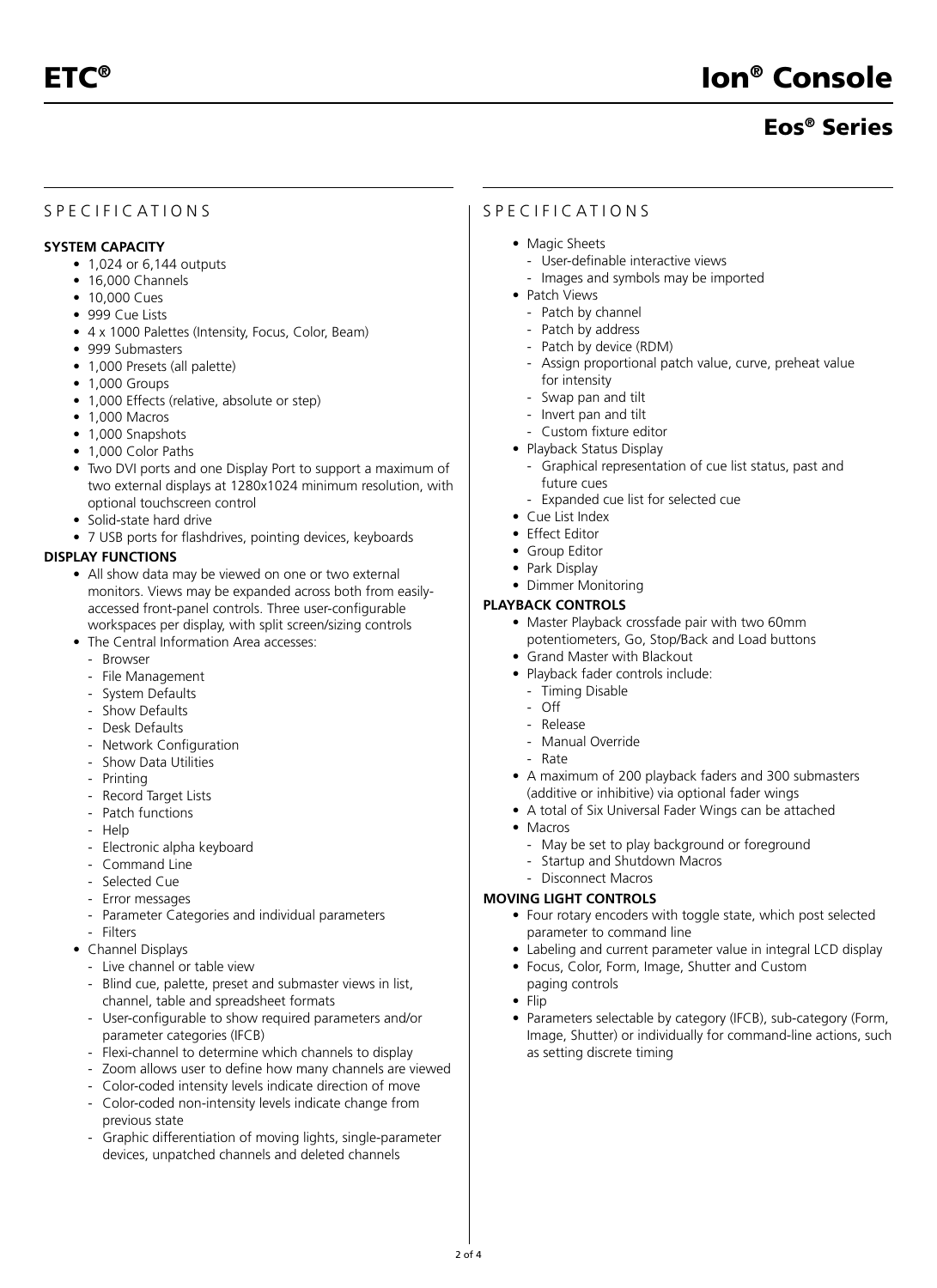## SPECIFICATIONS

### SYSTEM CAPACITY

- 1,024 or 6,144 outputs
- 16,000 Channels
- 10,000 Cues
- 999 Cue Lists
- 4 x 1000 Palettes (Intensity, Focus, Color, Beam)
- 999 Submasters
- 1,000 Presets (all palette)
- 1,000 Groups
- 1,000 Effects (relative, absolute or step)
- 1,000 Macros
- 1,000 Snapshots
- 1,000 Color Paths
- Two DVI ports and one Display Port to support a maximum of two external displays at 1280x1024 minimum resolution, with optional touchscreen control
- Solid-state hard drive
- 7 USB ports for flashdrives, pointing devices, keyboards

### DISPLAY FUNCTIONS

- All show data may be viewed on one or two external monitors. Views may be expanded across both from easily-accessed front-panel controls. Three user-configurable workspaces per display, with split screen/sizing controls
- The Central Information Area accesses:
  - Browser
  - File Management
  - System Defaults
  - Show Defaults
  - Desk Defaults
  - Network Configuration
  - Show Data Utilities
  - Printing
  - Record Target Lists
  - Patch functions
  - Help
  - Electronic alpha keyboard
  - Command Line
  - Selected Cue
  - Error messages
  - Parameter Categories and individual parameters
  - Filters
- Channel Displays
  - Live channel or table view
  - Blind cue, palette, preset and submaster views in list, channel, table and spreadsheet formats
  - User-configurable to show required parameters and/or parameter categories (IFCB)
  - Flexi-channel to determine which channels to display
  - Zoom allows user to define how many channels are viewed
  - Color-coded intensity levels indicate direction of move
  - Color-coded non-intensity levels indicate change from previous state
  - Graphic differentiation of moving lights, single-parameter devices, unpatched channels and deleted channels
- Magic Sheets
  - User-definable interactive views
  - Images and symbols may be imported
- Patch Views
  - Patch by channel
  - Patch by address
  - Patch by device (RDM)
  - Assign proportional patch value, curve, preheat value for intensity
  - Swap pan and tilt
  - Invert pan and tilt
  - Custom fixture editor
- Playback Status Display
  - Graphical representation of cue list status, past and future cues
  - Expanded cue list for selected cue
- Cue List Index
- Effect Editor
- Group Editor
- Park Display
- Dimmer Monitoring

### PLAYBACK CONTROLS

- Master Playback crossfade pair with two 60mm potentiometers, Go, Stop/Back and Load buttons
- Grand Master with Blackout
- Playback fader controls include:
  - Timing Disable
  - Off
  - Release
  - Manual Override
  - Rate
- A maximum of 200 playback faders and 300 submasters (additive or inhibitive) via optional fader wings
- A total of Six Universal Fader Wings can be attached
- Macros
  - May be set to play background or foreground
  - Startup and Shutdown Macros
  - Disconnect Macros

### MOVING LIGHT CONTROLS

- Four rotary encoders with toggle state, which post selected parameter to command line
- Labeling and current parameter value in integral LCD display
- Focus, Color, Form, Image, Shutter and Custom paging controls
- Flip
- Parameters selectable by category (IFCB), sub-category (Form, Image, Shutter) or individually for command-line actions, such as setting discrete timing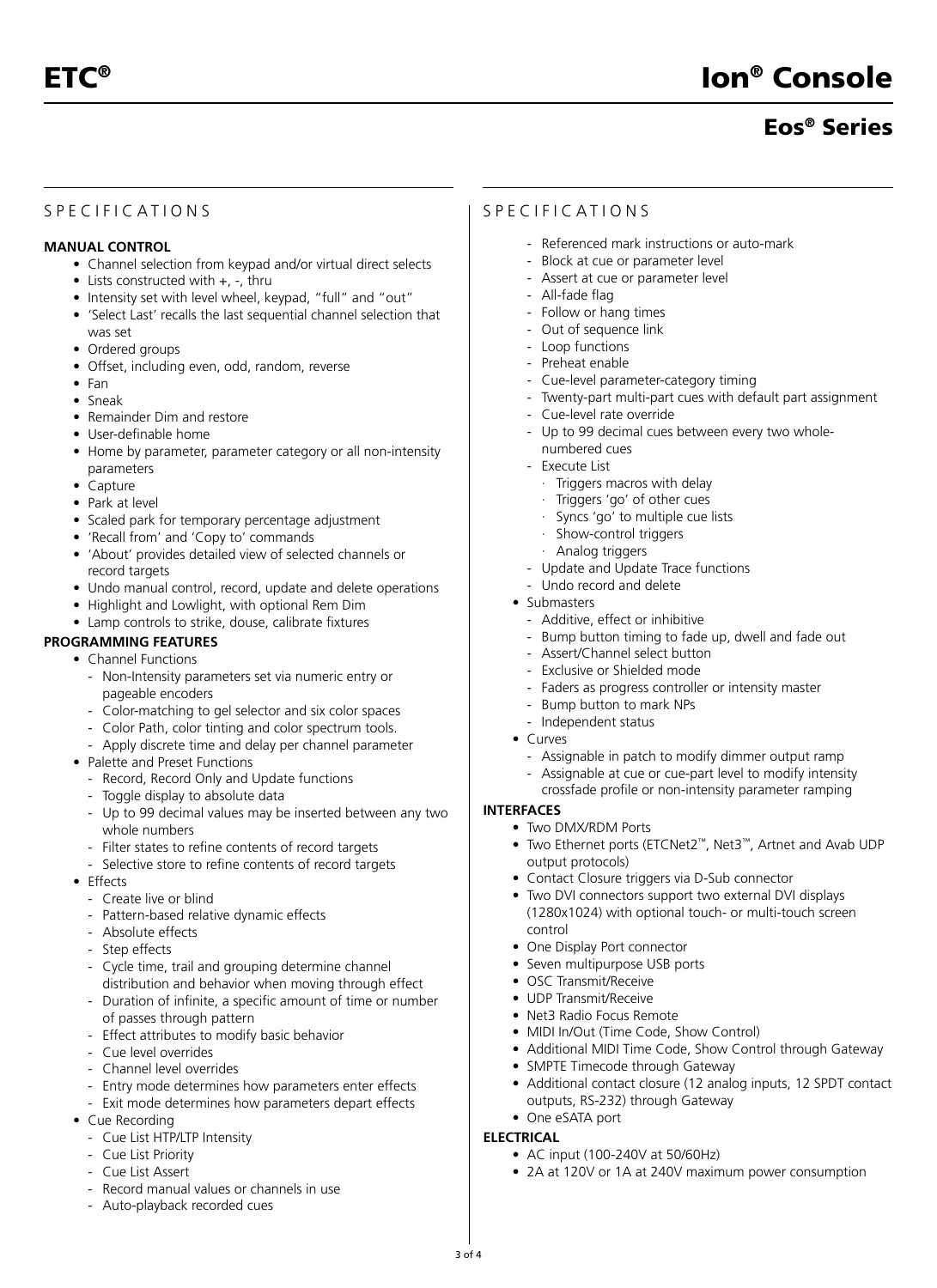## SPECIFICATIONS

**MANUAL CONTROL**

- Channel selection from keypad and/or virtual direct selects
- Lists constructed with +, -, thru
- Intensity set with level wheel, keypad, "full" and "out"
- 'Select Last' recalls the last sequential channel selection that was set
- Ordered groups
- Offset, including even, odd, random, reverse
- Fan
- Sneak
- Remainder Dim and restore
- User-definable home
- Home by parameter, parameter category or all non-intensity parameters
- Capture
- Park at level
- Scaled park for temporary percentage adjustment
- 'Recall from' and 'Copy to' commands
- 'About' provides detailed view of selected channels or record targets
- Undo manual control, record, update and delete operations
- Highlight and Lowlight, with optional Rem Dim
- Lamp controls to strike, douse, calibrate fixtures

**PROGRAMMING FEATURES**

- Channel Functions
  - Non-Intensity parameters set via numeric entry or pageable encoders
  - Color-matching to gel selector and six color spaces
  - Color Path, color tinting and color spectrum tools.
  - Apply discrete time and delay per channel parameter
- Palette and Preset Functions
  - Record, Record Only and Update functions
  - Toggle display to absolute data
  - Up to 99 decimal values may be inserted between any two whole numbers
  - Filter states to refine contents of record targets
  - Selective store to refine contents of record targets
- Effects
  - Create live or blind
  - Pattern-based relative dynamic effects
  - Absolute effects
  - Step effects
  - Cycle time, trail and grouping determine channel distribution and behavior when moving through effect
  - Duration of infinite, a specific amount of time or number of passes through pattern
  - Effect attributes to modify basic behavior
  - Cue level overrides
  - Channel level overrides
  - Entry mode determines how parameters enter effects
  - Exit mode determines how parameters depart effects
- Cue Recording
  - Cue List HTP/LTP Intensity
  - Cue List Priority
  - Cue List Assert
  - Record manual values or channels in use
  - Auto-playback recorded cues
  - Referenced mark instructions or auto-mark
  - Block at cue or parameter level
  - Assert at cue or parameter level
  - All-fade flag
  - Follow or hang times
  - Out of sequence link
  - Loop functions
  - Preheat enable
  - Cue-level parameter-category timing
  - Twenty-part multi-part cues with default part assignment
  - Cue-level rate override
  - Up to 99 decimal cues between every two whole-numbered cues
  - Execute List
    - Triggers macros with delay
    - Triggers 'go' of other cues
    - Syncs 'go' to multiple cue lists
    - Show-control triggers
    - Analog triggers
  - Update and Update Trace functions
  - Undo record and delete
- Submasters
  - Additive, effect or inhibitive
  - Bump button timing to fade up, dwell and fade out
  - Assert/Channel select button
  - Exclusive or Shielded mode
  - Faders as progress controller or intensity master
  - Bump button to mark NPs
  - Independent status
- Curves
  - Assignable in patch to modify dimmer output ramp
  - Assignable at cue or cue-part level to modify intensity crossfade profile or non-intensity parameter ramping

**INTERFACES**

- Two DMX/RDM Ports
- Two Ethernet ports (ETCNet2™, Net3™, Artnet and Avab UDP output protocols)
- Contact Closure triggers via D-Sub connector
- Two DVI connectors support two external DVI displays (1280x1024) with optional touch- or multi-touch screen control
- One Display Port connector
- Seven multipurpose USB ports
- OSC Transmit/Receive
- UDP Transmit/Receive
- Net3 Radio Focus Remote
- MIDI In/Out (Time Code, Show Control)
- Additional MIDI Time Code, Show Control through Gateway
- SMPTE Timecode through Gateway
- Additional contact closure (12 analog inputs, 12 SPDT contact outputs, RS-232) through Gateway
- One eSATA port

**ELECTRICAL**

- AC input (100-240V at 50/60Hz)
- 2A at 120V or 1A at 240V maximum power consumption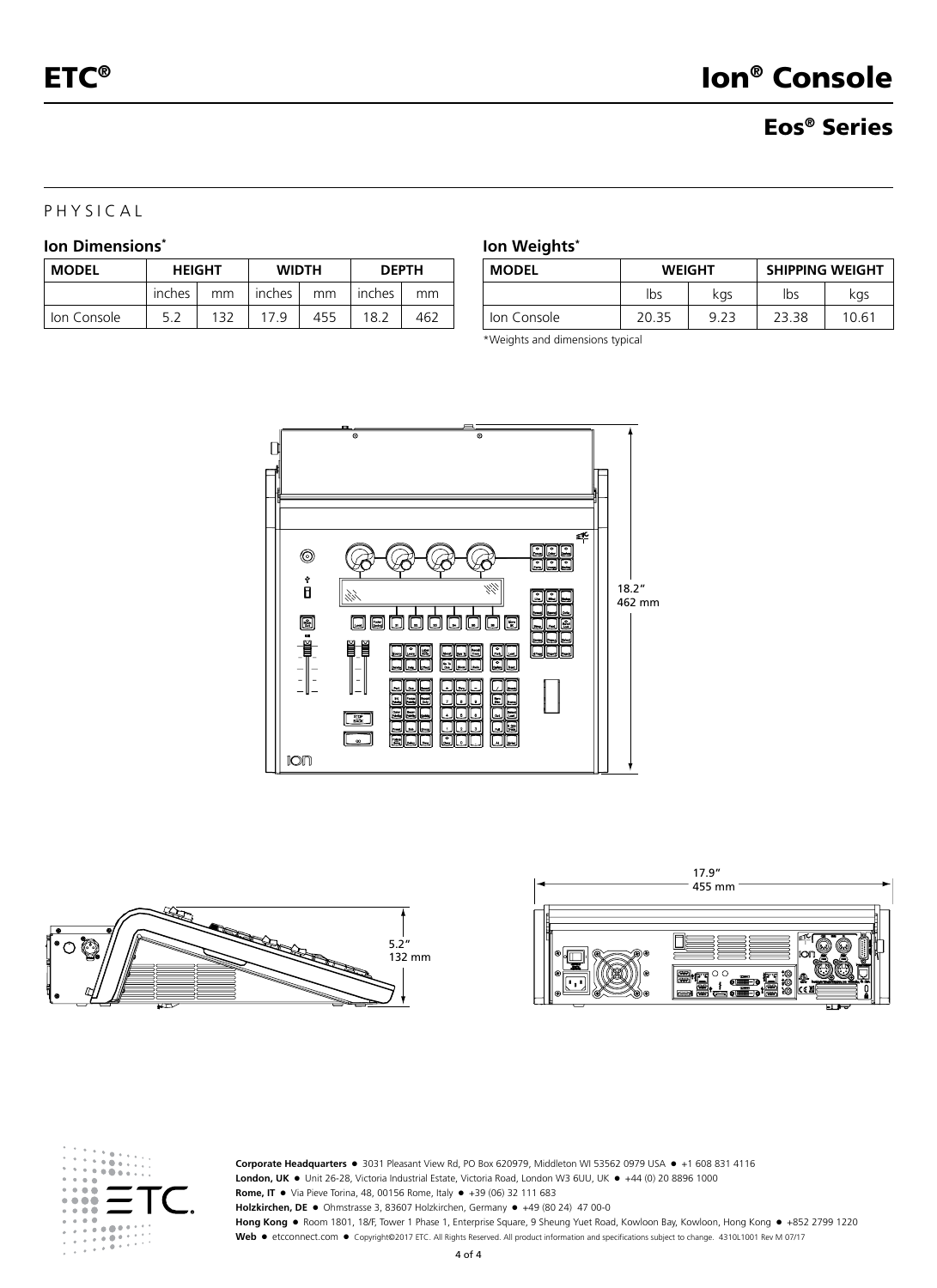## PHYSICAL

### Ion Dimensions*

| MODEL | HEIGHT | | WIDTH | | DEPTH | |
|---|---|---|---|---|---|---|
| | inches | mm | inches | mm | inches | mm |
| Ion Console | 5.2 | 132 | 17.9 | 455 | 18.2 | 462 |

### Ion Weights*

| MODEL | WEIGHT | | SHIPPING WEIGHT | |
|---|---|---|---|---|
| | lbs | kgs | lbs | kgs |
| Ion Console | 20.35 | 9.23 | 23.38 | 10.61 |

*Weights and dimensions typical

18.2"
462 mm

5.2"
132 mm

17.9"
455 mm

**Corporate Headquarters** ● 3031 Pleasant View Rd, PO Box 620979, Middleton WI 53562 0979 USA ● +1 608 831 4116
**London, UK** ● Unit 26-28, Victoria Industrial Estate, Victoria Road, London W3 6UU, UK ● +44 (0) 20 8896 1000
**Rome, IT** ● Via Pieve Torina, 48, 00156 Rome, Italy ● +39 (06) 32 111 683
**Holzkirchen, DE** ● Ohmstrasse 3, 83607 Holzkirchen, Germany ● +49 (80 24) 47 00-0
**Hong Kong** ● Room 1801, 18/F, Tower 1 Phase 1, Enterprise Square, 9 Sheung Yuet Road, Kowloon Bay, Kowloon, Hong Kong ● +852 2799 1220
**Web** ● etcconnect.com ● Copyright©2017 ETC. All Rights Reserved. All product information and specifications subject to change. 4310L1001 Rev M 07/17